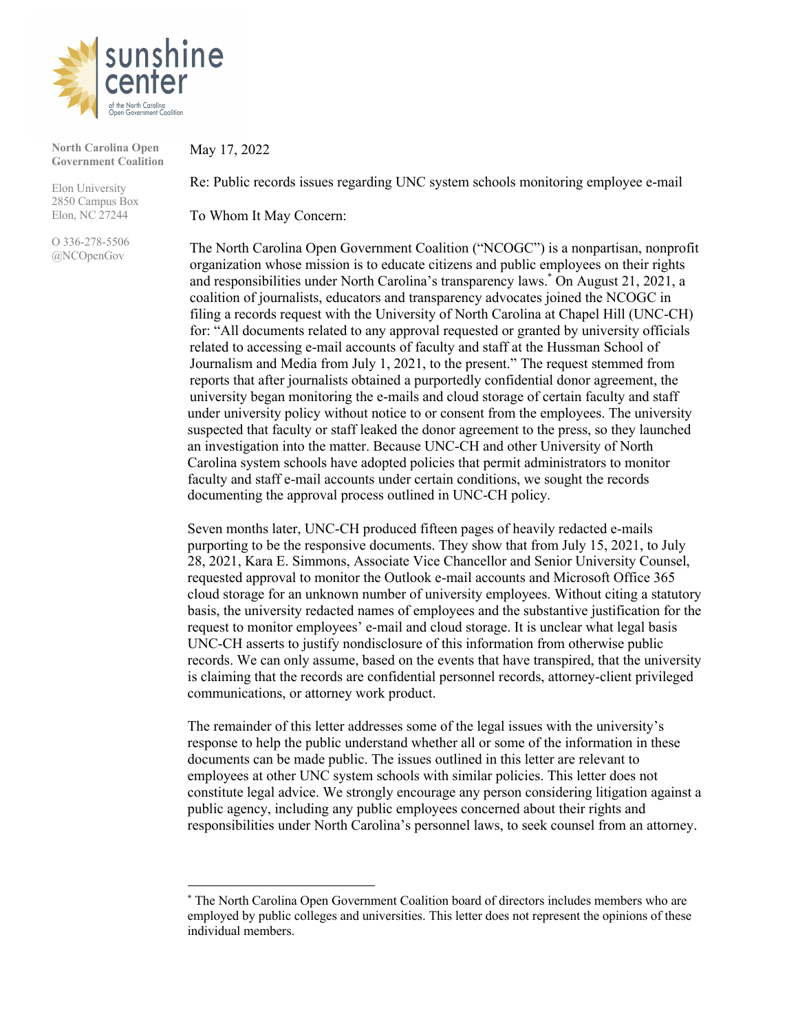sunshine center

of the North Carolina Open Government Coalition

**North Carolina Open Government Coalition**

Elon University
2850 Campus Box
Elon, NC 27244

O 336-278-5506
@NCOpenGov

May 17, 2022

Re: Public records issues regarding UNC system schools monitoring employee e-mail

To Whom It May Concern:

The North Carolina Open Government Coalition ("NCOGC") is a nonpartisan, nonprofit organization whose mission is to educate citizens and public employees on their rights and responsibilities under North Carolina's transparency laws.[*] On August 21, 2021, a coalition of journalists, educators and transparency advocates joined the NCOGC in filing a records request with the University of North Carolina at Chapel Hill (UNC-CH) for: "All documents related to any approval requested or granted by university officials related to accessing e-mail accounts of faculty and staff at the Hussman School of Journalism and Media from July 1, 2021, to the present." The request stemmed from reports that after journalists obtained a purportedly confidential donor agreement, the university began monitoring the e-mails and cloud storage of certain faculty and staff under university policy without notice to or consent from the employees. The university suspected that faculty or staff leaked the donor agreement to the press, so they launched an investigation into the matter. Because UNC-CH and other University of North Carolina system schools have adopted policies that permit administrators to monitor faculty and staff e-mail accounts under certain conditions, we sought the records documenting the approval process outlined in UNC-CH policy.

Seven months later, UNC-CH produced fifteen pages of heavily redacted e-mails purporting to be the responsive documents. They show that from July 15, 2021, to July 28, 2021, Kara E. Simmons, Associate Vice Chancellor and Senior University Counsel, requested approval to monitor the Outlook e-mail accounts and Microsoft Office 365 cloud storage for an unknown number of university employees. Without citing a statutory basis, the university redacted names of employees and the substantive justification for the request to monitor employees' e-mail and cloud storage. It is unclear what legal basis UNC-CH asserts to justify nondisclosure of this information from otherwise public records. We can only assume, based on the events that have transpired, that the university is claiming that the records are confidential personnel records, attorney-client privileged communications, or attorney work product.

The remainder of this letter addresses some of the legal issues with the university's response to help the public understand whether all or some of the information in these documents can be made public. The issues outlined in this letter are relevant to employees at other UNC system schools with similar policies. This letter does not constitute legal advice. We strongly encourage any person considering litigation against a public agency, including any public employees concerned about their rights and responsibilities under North Carolina's personnel laws, to seek counsel from an attorney.

---

[*] The North Carolina Open Government Coalition board of directors includes members who are employed by public colleges and universities. This letter does not represent the opinions of these individual members.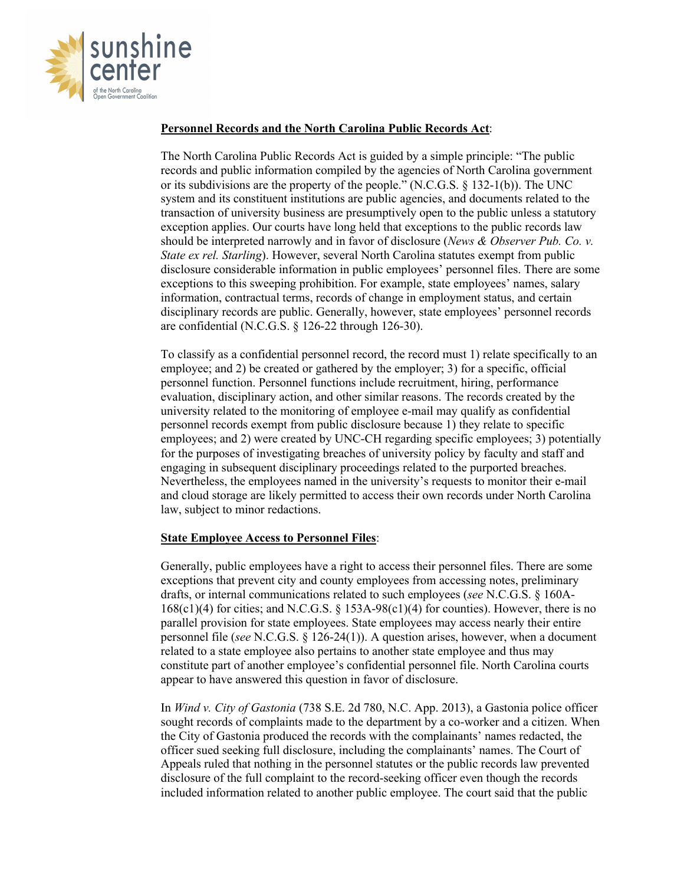**Personnel Records and the North Carolina Public Records Act**:

The North Carolina Public Records Act is guided by a simple principle: "The public records and public information compiled by the agencies of North Carolina government or its subdivisions are the property of the people." (N.C.G.S. § 132-1(b)). The UNC system and its constituent institutions are public agencies, and documents related to the transaction of university business are presumptively open to the public unless a statutory exception applies. Our courts have long held that exceptions to the public records law should be interpreted narrowly and in favor of disclosure (*News & Observer Pub. Co. v. State ex rel. Starling*). However, several North Carolina statutes exempt from public disclosure considerable information in public employees' personnel files. There are some exceptions to this sweeping prohibition. For example, state employees' names, salary information, contractual terms, records of change in employment status, and certain disciplinary records are public. Generally, however, state employees' personnel records are confidential (N.C.G.S. § 126-22 through 126-30).

To classify as a confidential personnel record, the record must 1) relate specifically to an employee; and 2) be created or gathered by the employer; 3) for a specific, official personnel function. Personnel functions include recruitment, hiring, performance evaluation, disciplinary action, and other similar reasons. The records created by the university related to the monitoring of employee e-mail may qualify as confidential personnel records exempt from public disclosure because 1) they relate to specific employees; and 2) were created by UNC-CH regarding specific employees; 3) potentially for the purposes of investigating breaches of university policy by faculty and staff and engaging in subsequent disciplinary proceedings related to the purported breaches. Nevertheless, the employees named in the university's requests to monitor their e-mail and cloud storage are likely permitted to access their own records under North Carolina law, subject to minor redactions.

**State Employee Access to Personnel Files**:

Generally, public employees have a right to access their personnel files. There are some exceptions that prevent city and county employees from accessing notes, preliminary drafts, or internal communications related to such employees (*see* N.C.G.S. § 160A-168(c1)(4) for cities; and N.C.G.S. § 153A-98(c1)(4) for counties). However, there is no parallel provision for state employees. State employees may access nearly their entire personnel file (*see* N.C.G.S. § 126-24(1)). A question arises, however, when a document related to a state employee also pertains to another state employee and thus may constitute part of another employee's confidential personnel file. North Carolina courts appear to have answered this question in favor of disclosure.

In *Wind v. City of Gastonia* (738 S.E. 2d 780, N.C. App. 2013), a Gastonia police officer sought records of complaints made to the department by a co-worker and a citizen. When the City of Gastonia produced the records with the complainants' names redacted, the officer sued seeking full disclosure, including the complainants' names. The Court of Appeals ruled that nothing in the personnel statutes or the public records law prevented disclosure of the full complaint to the record-seeking officer even though the records included information related to another public employee. The court said that the public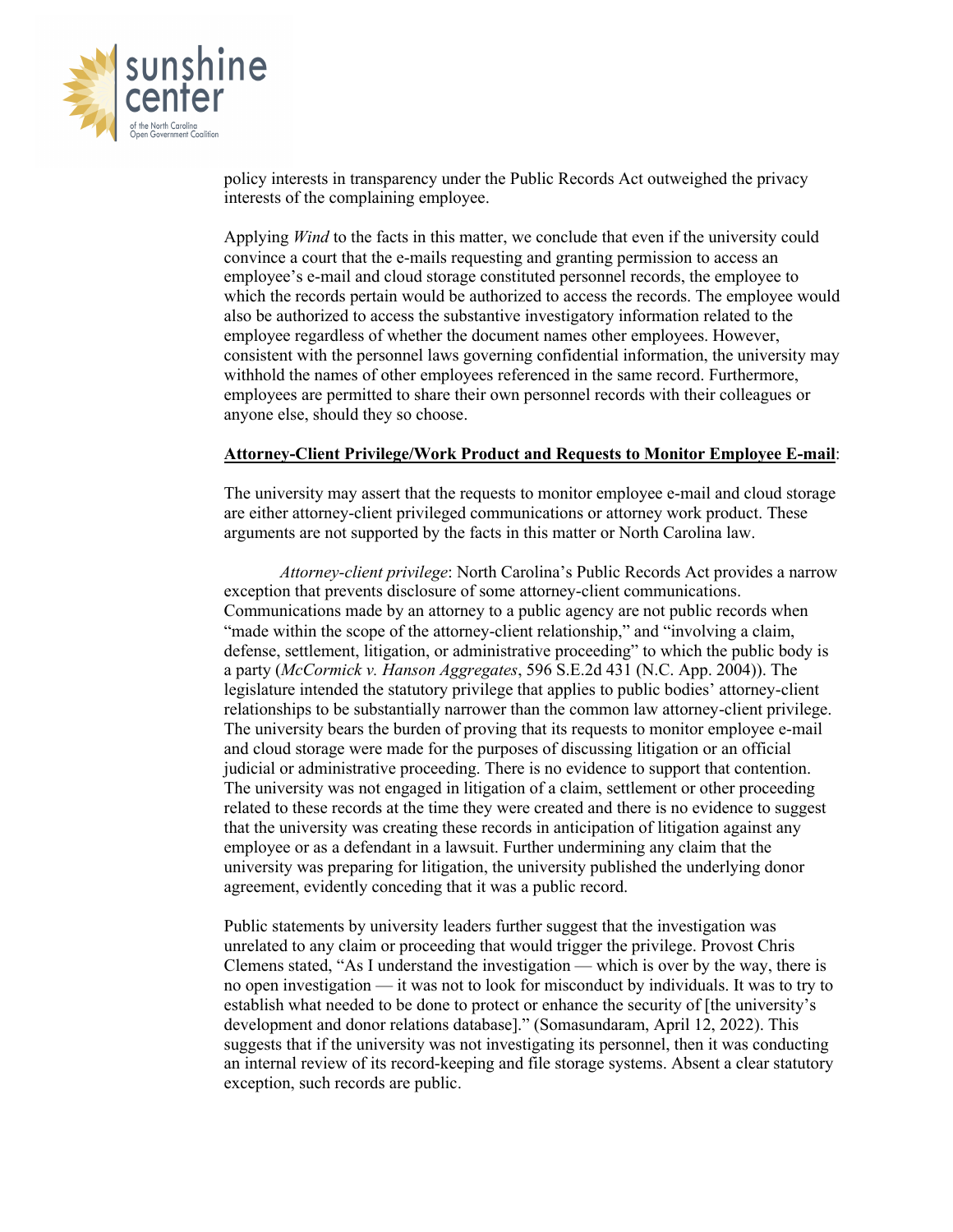policy interests in transparency under the Public Records Act outweighed the privacy interests of the complaining employee.

Applying *Wind* to the facts in this matter, we conclude that even if the university could convince a court that the e-mails requesting and granting permission to access an employee's e-mail and cloud storage constituted personnel records, the employee to which the records pertain would be authorized to access the records. The employee would also be authorized to access the substantive investigatory information related to the employee regardless of whether the document names other employees. However, consistent with the personnel laws governing confidential information, the university may withhold the names of other employees referenced in the same record. Furthermore, employees are permitted to share their own personnel records with their colleagues or anyone else, should they so choose.

**Attorney-Client Privilege/Work Product and Requests to Monitor Employee E-mail**:

The university may assert that the requests to monitor employee e-mail and cloud storage are either attorney-client privileged communications or attorney work product. These arguments are not supported by the facts in this matter or North Carolina law.

*Attorney-client privilege*: North Carolina's Public Records Act provides a narrow exception that prevents disclosure of some attorney-client communications. Communications made by an attorney to a public agency are not public records when "made within the scope of the attorney-client relationship," and "involving a claim, defense, settlement, litigation, or administrative proceeding" to which the public body is a party (*McCormick v. Hanson Aggregates*, 596 S.E.2d 431 (N.C. App. 2004)). The legislature intended the statutory privilege that applies to public bodies' attorney-client relationships to be substantially narrower than the common law attorney-client privilege. The university bears the burden of proving that its requests to monitor employee e-mail and cloud storage were made for the purposes of discussing litigation or an official judicial or administrative proceeding. There is no evidence to support that contention. The university was not engaged in litigation of a claim, settlement or other proceeding related to these records at the time they were created and there is no evidence to suggest that the university was creating these records in anticipation of litigation against any employee or as a defendant in a lawsuit. Further undermining any claim that the university was preparing for litigation, the university published the underlying donor agreement, evidently conceding that it was a public record.

Public statements by university leaders further suggest that the investigation was unrelated to any claim or proceeding that would trigger the privilege. Provost Chris Clemens stated, "As I understand the investigation — which is over by the way, there is no open investigation — it was not to look for misconduct by individuals. It was to try to establish what needed to be done to protect or enhance the security of [the university's development and donor relations database]." (Somasundaram, April 12, 2022). This suggests that if the university was not investigating its personnel, then it was conducting an internal review of its record-keeping and file storage systems. Absent a clear statutory exception, such records are public.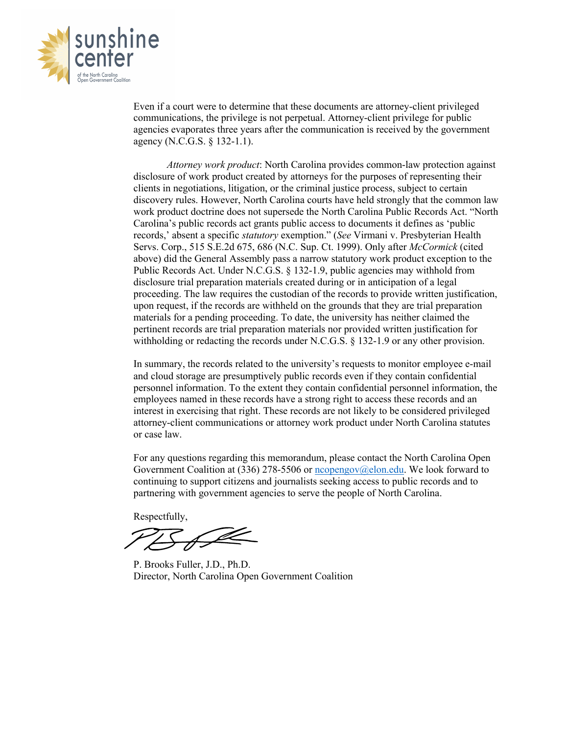Even if a court were to determine that these documents are attorney-client privileged communications, the privilege is not perpetual. Attorney-client privilege for public agencies evaporates three years after the communication is received by the government agency (N.C.G.S. § 132-1.1).

*Attorney work product*: North Carolina provides common-law protection against disclosure of work product created by attorneys for the purposes of representing their clients in negotiations, litigation, or the criminal justice process, subject to certain discovery rules. However, North Carolina courts have held strongly that the common law work product doctrine does not supersede the North Carolina Public Records Act. "North Carolina's public records act grants public access to documents it defines as 'public records,' absent a specific *statutory* exemption." (*See* Virmani v. Presbyterian Health Servs. Corp., 515 S.E.2d 675, 686 (N.C. Sup. Ct. 1999). Only after *McCormick* (cited above) did the General Assembly pass a narrow statutory work product exception to the Public Records Act. Under N.C.G.S. § 132-1.9, public agencies may withhold from disclosure trial preparation materials created during or in anticipation of a legal proceeding. The law requires the custodian of the records to provide written justification, upon request, if the records are withheld on the grounds that they are trial preparation materials for a pending proceeding. To date, the university has neither claimed the pertinent records are trial preparation materials nor provided written justification for withholding or redacting the records under N.C.G.S. § 132-1.9 or any other provision.

In summary, the records related to the university's requests to monitor employee e-mail and cloud storage are presumptively public records even if they contain confidential personnel information. To the extent they contain confidential personnel information, the employees named in these records have a strong right to access these records and an interest in exercising that right. These records are not likely to be considered privileged attorney-client communications or attorney work product under North Carolina statutes or case law.

For any questions regarding this memorandum, please contact the North Carolina Open Government Coalition at (336) 278-5506 or ncopengov@elon.edu. We look forward to continuing to support citizens and journalists seeking access to public records and to partnering with government agencies to serve the people of North Carolina.

Respectfully,

P. Brooks Fuller, J.D., Ph.D.
Director, North Carolina Open Government Coalition